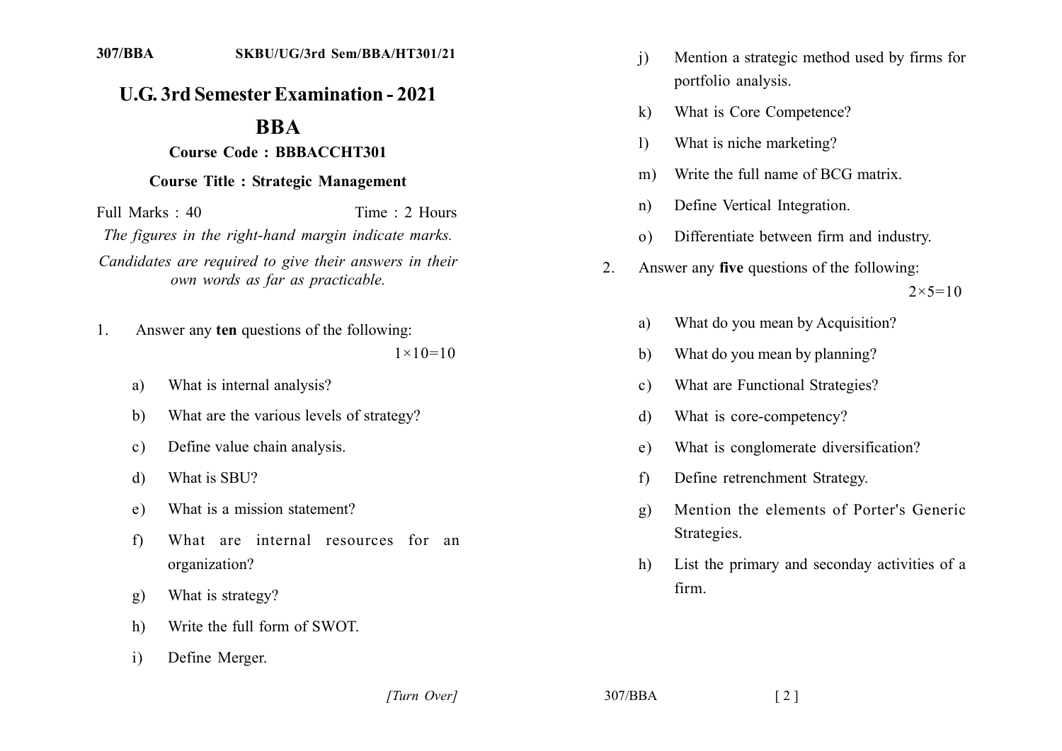307/BBA SKBU/UG/3rd Sem/BBA/HT301/21

# U.G. 3rd Semester Examination - 2021

## BBA

### Course Code : BBBACCHT301

### Course Title : Strategic Management

Full Marks : 40 Time : 2 Hours

*The figures in the right-hand margin indicate marks.*

*Candidates are required to give their answers in their own words as far as practicable.*

1. Answer any **ten** questions of the following: $1\times10=10$

   a) What is internal analysis?

   b) What are the various levels of strategy?

   c) Define value chain analysis.

   d) What is SBU?

   e) What is a mission statement?

   f) What are internal resources for an organization?

   g) What is strategy?

   h) Write the full form of SWOT.

   i) Define Merger.

   j) Mention a strategic method used by firms for portfolio analysis.

   k) What is Core Competence?

   l) What is niche marketing?

   m) Write the full name of BCG matrix.

   n) Define Vertical Integration.

   o) Differentiate between firm and industry.

2. Answer any **five** questions of the following: $2\times5=10$

   a) What do you mean by Acquisition?

   b) What do you mean by planning?

   c) What are Functional Strategies?

   d) What is core-competency?

   e) What is conglomerate diversification?

   f) Define retrenchment Strategy.

   g) Mention the elements of Porter's Generic Strategies.

   h) List the primary and seconday activities of a firm.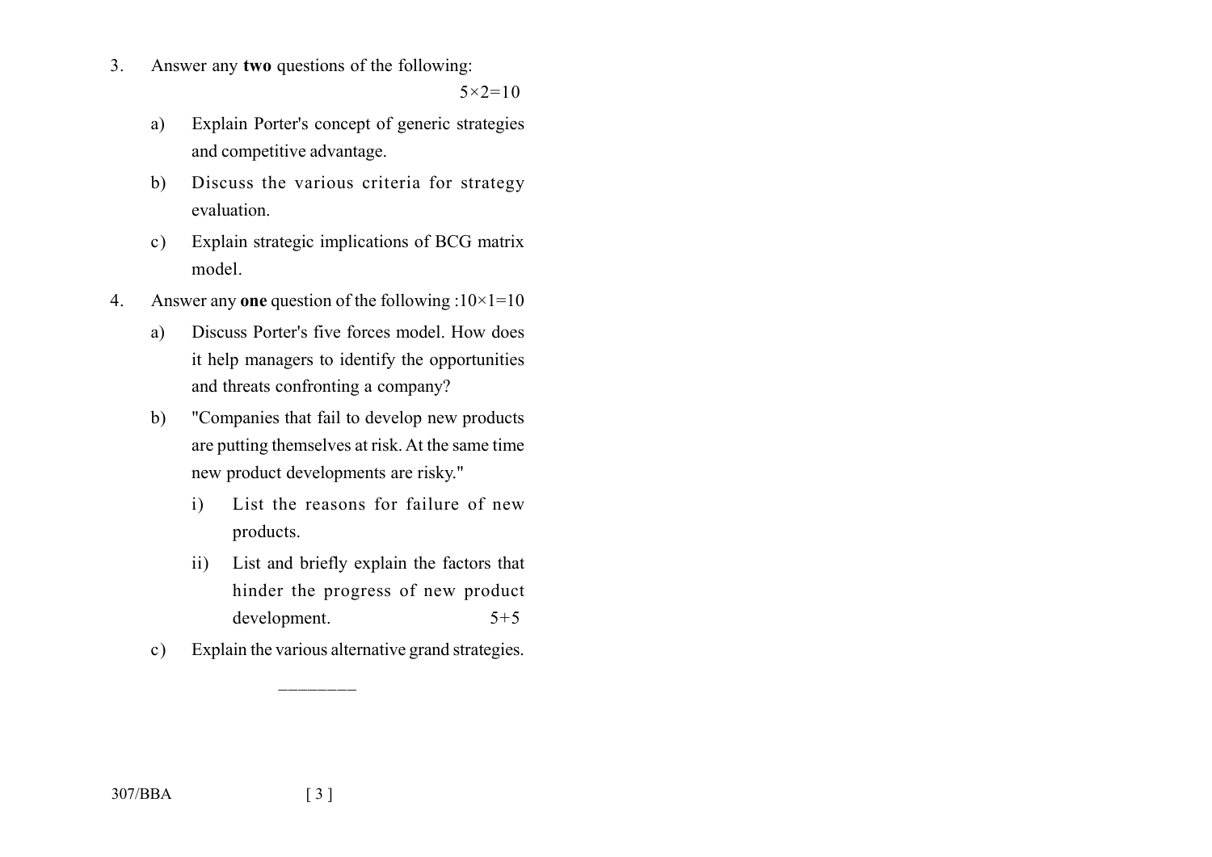3. Answer any **two** questions of the following: 5×2=10

   a) Explain Porter's concept of generic strategies and competitive advantage.

   b) Discuss the various criteria for strategy evaluation.

   c) Explain strategic implications of BCG matrix model.

4. Answer any **one** question of the following :10×1=10

   a) Discuss Porter's five forces model. How does it help managers to identify the opportunities and threats confronting a company?

   b) "Companies that fail to develop new products are putting themselves at risk. At the same time new product developments are risky."

      i) List the reasons for failure of new products.

      ii) List and briefly explain the factors that hinder the progress of new product development. 5+5

   c) Explain the various alternative grand strategies.

________